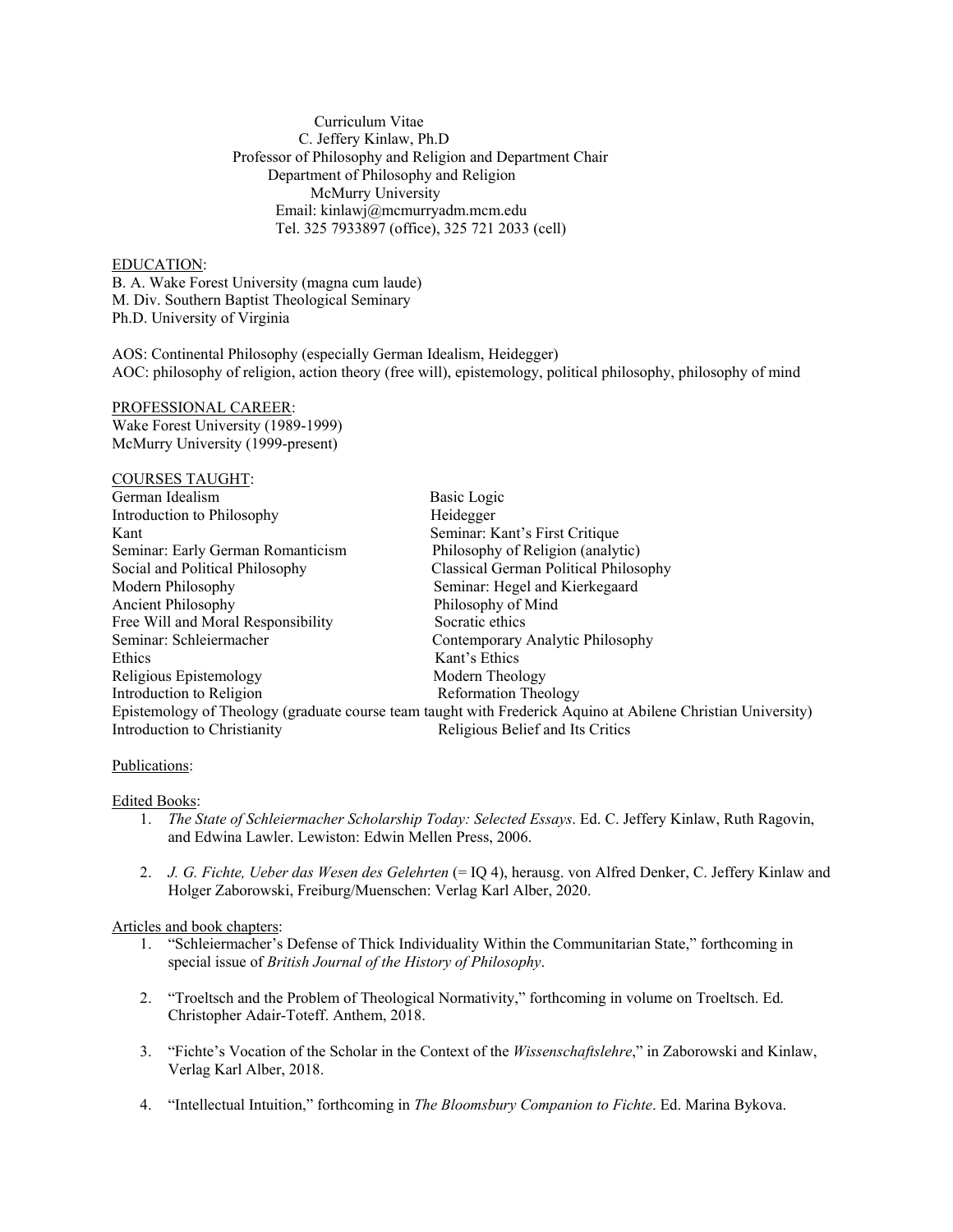Curriculum Vitae
C. Jeffery Kinlaw, Ph.D
Professor of Philosophy and Religion and Department Chair
Department of Philosophy and Religion
McMurry University
Email: kinlawj@mcmurryadm.mcm.edu
Tel. 325 7933897 (office), 325 721 2033 (cell)

EDUCATION:
B. A. Wake Forest University (magna cum laude)
M. Div. Southern Baptist Theological Seminary
Ph.D. University of Virginia

AOS: Continental Philosophy (especially German Idealism, Heidegger)
AOC: philosophy of religion, action theory (free will), epistemology, political philosophy, philosophy of mind

PROFESSIONAL CAREER:
Wake Forest University (1989-1999)
McMurry University (1999-present)

COURSES TAUGHT:
German Idealism
Basic Logic
Introduction to Philosophy
Heidegger
Kant
Seminar: Kant's First Critique
Seminar: Early German Romanticism
Philosophy of Religion (analytic)
Social and Political Philosophy
Classical German Political Philosophy
Modern Philosophy
Seminar: Hegel and Kierkegaard
Ancient Philosophy
Philosophy of Mind
Free Will and Moral Responsibility
Socratic ethics
Seminar: Schleiermacher
Contemporary Analytic Philosophy
Ethics
Kant's Ethics
Religious Epistemology
Modern Theology
Introduction to Religion
Reformation Theology
Epistemology of Theology (graduate course team taught with Frederick Aquino at Abilene Christian University)
Introduction to Christianity
Religious Belief and Its Critics

Publications:

Edited Books:
1. *The State of Schleiermacher Scholarship Today: Selected Essays*. Ed. C. Jeffery Kinlaw, Ruth Ragovin, and Edwina Lawler. Lewiston: Edwin Mellen Press, 2006.

2. *J. G. Fichte, Ueber das Wesen des Gelehrten* (= IQ 4), herausg. von Alfred Denker, C. Jeffery Kinlaw and Holger Zaborowski, Freiburg/Muenschen: Verlag Karl Alber, 2020.

Articles and book chapters:
1. "Schleiermacher's Defense of Thick Individuality Within the Communitarian State," forthcoming in special issue of *British Journal of the History of Philosophy*.

2. "Troeltsch and the Problem of Theological Normativity," forthcoming in volume on Troeltsch. Ed. Christopher Adair-Toteff. Anthem, 2018.

3. "Fichte's Vocation of the Scholar in the Context of the *Wissenschaftslehre*," in Zaborowski and Kinlaw, Verlag Karl Alber, 2018.

4. "Intellectual Intuition," forthcoming in *The Bloomsbury Companion to Fichte*. Ed. Marina Bykova.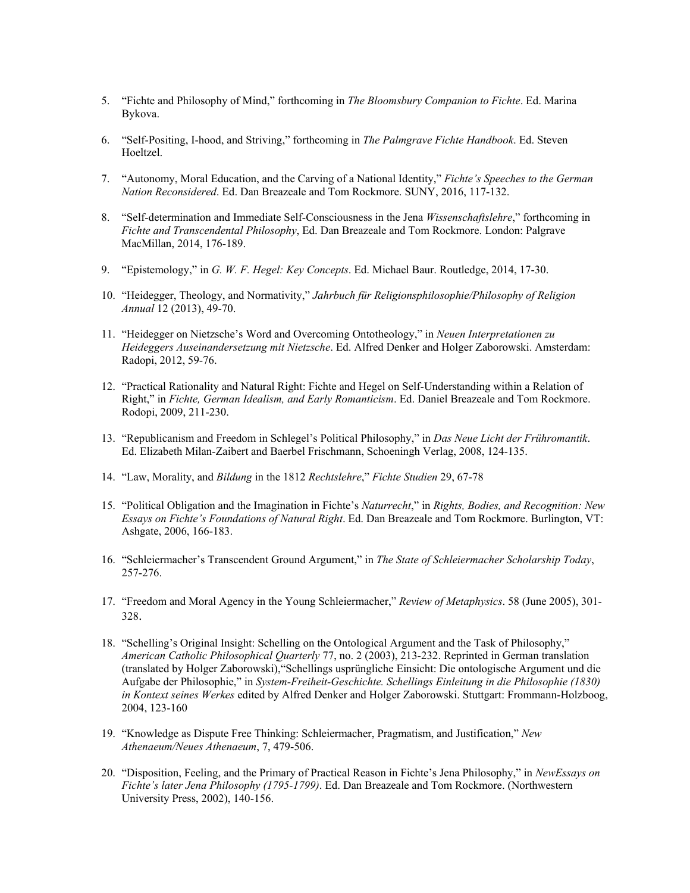5. "Fichte and Philosophy of Mind," forthcoming in *The Bloomsbury Companion to Fichte*. Ed. Marina Bykova.

6. "Self-Positing, I-hood, and Striving," forthcoming in *The Palmgrave Fichte Handbook*. Ed. Steven Hoeltzel.

7. "Autonomy, Moral Education, and the Carving of a National Identity," *Fichte's Speeches to the German Nation Reconsidered*. Ed. Dan Breazeale and Tom Rockmore. SUNY, 2016, 117-132.

8. "Self-determination and Immediate Self-Consciousness in the Jena *Wissenschaftslehre*," forthcoming in *Fichte and Transcendental Philosophy*, Ed. Dan Breazeale and Tom Rockmore. London: Palgrave MacMillan, 2014, 176-189.

9. "Epistemology," in *G. W. F. Hegel: Key Concepts*. Ed. Michael Baur. Routledge, 2014, 17-30.

10. "Heidegger, Theology, and Normativity," *Jahrbuch für Religionsphilosophie/Philosophy of Religion Annual* 12 (2013), 49-70.

11. "Heidegger on Nietzsche's Word and Overcoming Ontotheology," in *Neuen Interpretationen zu Heideggers Auseinandersetzung mit Nietzsche*. Ed. Alfred Denker and Holger Zaborowski. Amsterdam: Radopi, 2012, 59-76.

12. "Practical Rationality and Natural Right: Fichte and Hegel on Self-Understanding within a Relation of Right," in *Fichte, German Idealism, and Early Romanticism*. Ed. Daniel Breazeale and Tom Rockmore. Rodopi, 2009, 211-230.

13. "Republicanism and Freedom in Schlegel's Political Philosophy," in *Das Neue Licht der Frühromantik*. Ed. Elizabeth Milan-Zaibert and Baerbel Frischmann, Schoeningh Verlag, 2008, 124-135.

14. "Law, Morality, and *Bildung* in the 1812 *Rechtslehre*," *Fichte Studien* 29, 67-78

15. "Political Obligation and the Imagination in Fichte's *Naturrecht*," in *Rights, Bodies, and Recognition: New Essays on Fichte's Foundations of Natural Right*. Ed. Dan Breazeale and Tom Rockmore. Burlington, VT: Ashgate, 2006, 166-183.

16. "Schleiermacher's Transcendent Ground Argument," in *The State of Schleiermacher Scholarship Today*, 257-276.

17. "Freedom and Moral Agency in the Young Schleiermacher," *Review of Metaphysics*. 58 (June 2005), 301-328.

18. "Schelling's Original Insight: Schelling on the Ontological Argument and the Task of Philosophy," *American Catholic Philosophical Quarterly* 77, no. 2 (2003), 213-232. Reprinted in German translation (translated by Holger Zaborowski),"Schellings usprüngliche Einsicht: Die ontologische Argument und die Aufgabe der Philosophie," in *System-Freiheit-Geschichte. Schellings Einleitung in die Philosophie (1830) in Kontext seines Werkes* edited by Alfred Denker and Holger Zaborowski. Stuttgart: Frommann-Holzboog, 2004, 123-160

19. "Knowledge as Dispute Free Thinking: Schleiermacher, Pragmatism, and Justification," *New Athenaeum/Neues Athenaeum*, 7, 479-506.

20. "Disposition, Feeling, and the Primary of Practical Reason in Fichte's Jena Philosophy," in *NewEssays on Fichte's later Jena Philosophy (1795-1799)*. Ed. Dan Breazeale and Tom Rockmore. (Northwestern University Press, 2002), 140-156.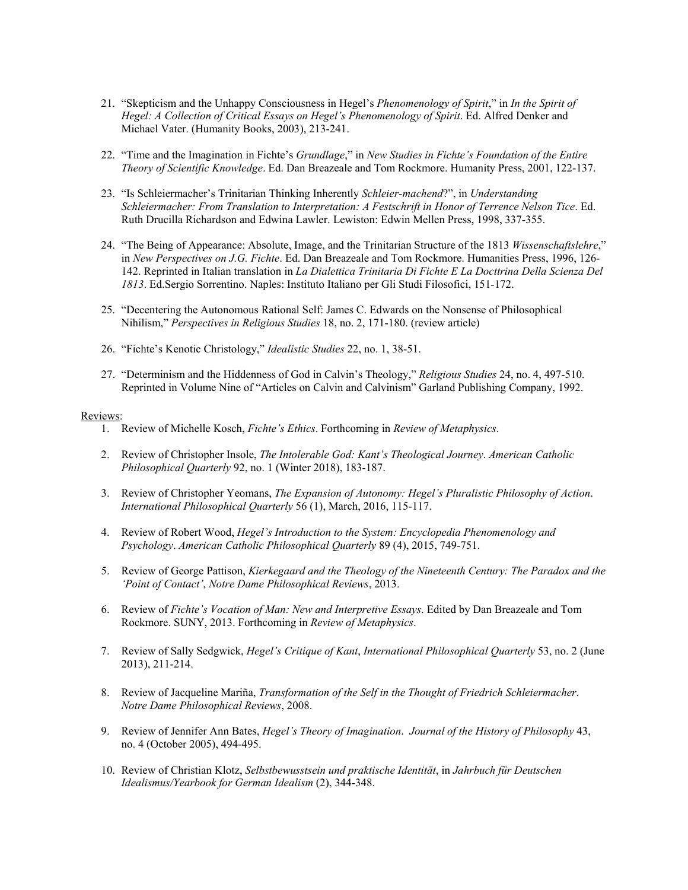21. "Skepticism and the Unhappy Consciousness in Hegel's *Phenomenology of Spirit*," in *In the Spirit of Hegel: A Collection of Critical Essays on Hegel's Phenomenology of Spirit*. Ed. Alfred Denker and Michael Vater. (Humanity Books, 2003), 213-241.

22. "Time and the Imagination in Fichte's *Grundlage*," in *New Studies in Fichte's Foundation of the Entire Theory of Scientific Knowledge*. Ed. Dan Breazeale and Tom Rockmore. Humanity Press, 2001, 122-137.

23. "Is Schleiermacher's Trinitarian Thinking Inherently *Schleier-machend*?", in *Understanding Schleiermacher: From Translation to Interpretation: A Festschrift in Honor of Terrence Nelson Tice*. Ed. Ruth Drucilla Richardson and Edwina Lawler. Lewiston: Edwin Mellen Press, 1998, 337-355.

24. "The Being of Appearance: Absolute, Image, and the Trinitarian Structure of the 1813 *Wissenschaftslehre*," in *New Perspectives on J.G. Fichte*. Ed. Dan Breazeale and Tom Rockmore. Humanities Press, 1996, 126-142. Reprinted in Italian translation in *La Dialettica Trinitaria Di Fichte E La Docttrina Della Scienza Del 1813*. Ed.Sergio Sorrentino. Naples: Instituto Italiano per Gli Studi Filosofici, 151-172.

25. "Decentering the Autonomous Rational Self: James C. Edwards on the Nonsense of Philosophical Nihilism," *Perspectives in Religious Studies* 18, no. 2, 171-180. (review article)

26. "Fichte's Kenotic Christology," *Idealistic Studies* 22, no. 1, 38-51.

27. "Determinism and the Hiddenness of God in Calvin's Theology," *Religious Studies* 24, no. 4, 497-510. Reprinted in Volume Nine of "Articles on Calvin and Calvinism" Garland Publishing Company, 1992.

Reviews:

1. Review of Michelle Kosch, *Fichte's Ethics*. Forthcoming in *Review of Metaphysics*.

2. Review of Christopher Insole, *The Intolerable God: Kant's Theological Journey*. *American Catholic Philosophical Quarterly* 92, no. 1 (Winter 2018), 183-187.

3. Review of Christopher Yeomans, *The Expansion of Autonomy: Hegel's Pluralistic Philosophy of Action*. *International Philosophical Quarterly* 56 (1), March, 2016, 115-117.

4. Review of Robert Wood, *Hegel's Introduction to the System: Encyclopedia Phenomenology and Psychology*. *American Catholic Philosophical Quarterly* 89 (4), 2015, 749-751.

5. Review of George Pattison, *Kierkegaard and the Theology of the Nineteenth Century: The Paradox and the 'Point of Contact'*, *Notre Dame Philosophical Reviews*, 2013.

6. Review of *Fichte's Vocation of Man: New and Interpretive Essays*. Edited by Dan Breazeale and Tom Rockmore. SUNY, 2013. Forthcoming in *Review of Metaphysics*.

7. Review of Sally Sedgwick, *Hegel's Critique of Kant*, *International Philosophical Quarterly* 53, no. 2 (June 2013), 211-214.

8. Review of Jacqueline Mariña, *Transformation of the Self in the Thought of Friedrich Schleiermacher*. *Notre Dame Philosophical Reviews*, 2008.

9. Review of Jennifer Ann Bates, *Hegel's Theory of Imagination*. *Journal of the History of Philosophy* 43, no. 4 (October 2005), 494-495.

10. Review of Christian Klotz, *Selbstbewusstsein und praktische Identität*, in *Jahrbuch für Deutschen Idealismus/Yearbook for German Idealism* (2), 344-348.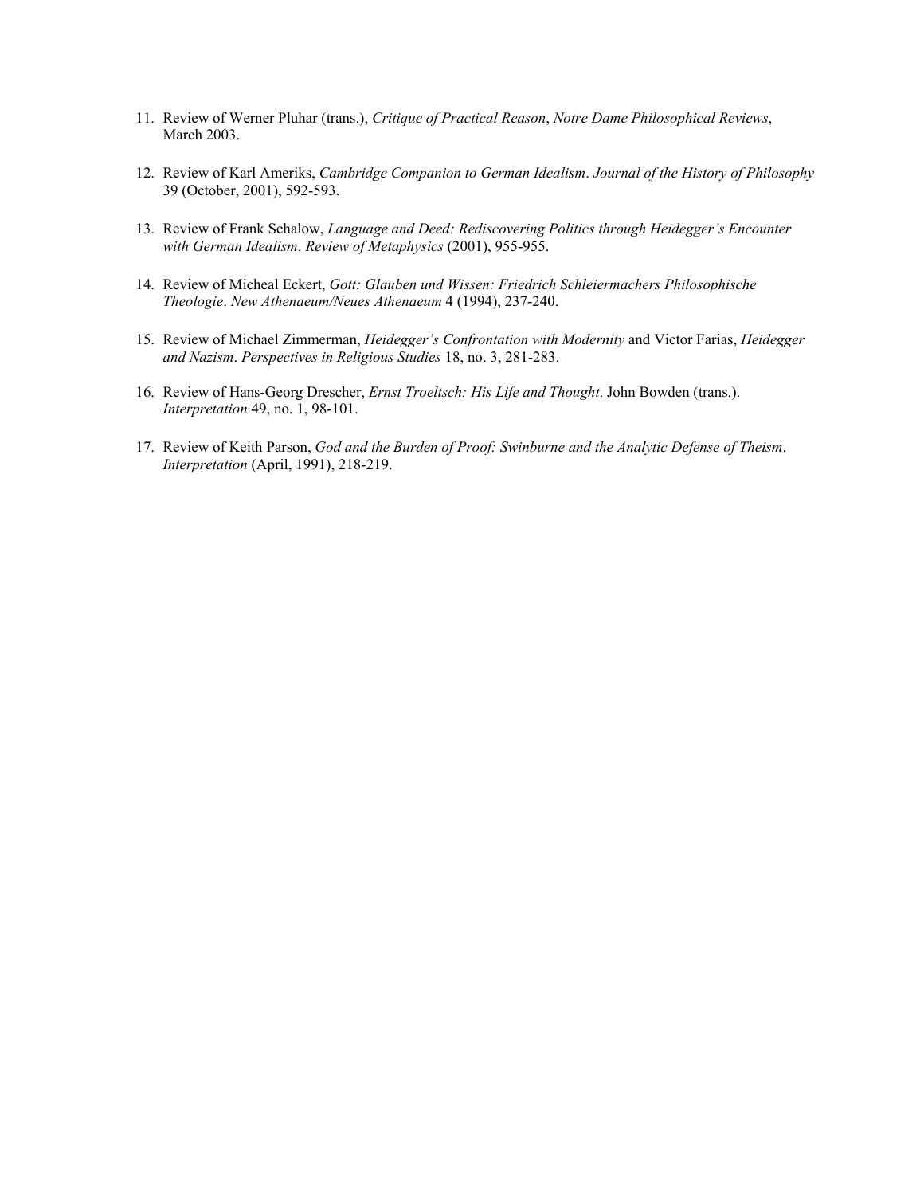11. Review of Werner Pluhar (trans.), *Critique of Practical Reason*, *Notre Dame Philosophical Reviews*, March 2003.

12. Review of Karl Ameriks, *Cambridge Companion to German Idealism*. *Journal of the History of Philosophy* 39 (October, 2001), 592-593.

13. Review of Frank Schalow, *Language and Deed: Rediscovering Politics through Heidegger's Encounter with German Idealism*. *Review of Metaphysics* (2001), 955-955.

14. Review of Micheal Eckert, *Gott: Glauben und Wissen: Friedrich Schleiermachers Philosophische Theologie*. *New Athenaeum/Neues Athenaeum* 4 (1994), 237-240.

15. Review of Michael Zimmerman, *Heidegger's Confrontation with Modernity* and Victor Farias, *Heidegger and Nazism*. *Perspectives in Religious Studies* 18, no. 3, 281-283.

16. Review of Hans-Georg Drescher, *Ernst Troeltsch: His Life and Thought*. John Bowden (trans.). *Interpretation* 49, no. 1, 98-101.

17. Review of Keith Parson, *God and the Burden of Proof: Swinburne and the Analytic Defense of Theism*. *Interpretation* (April, 1991), 218-219.